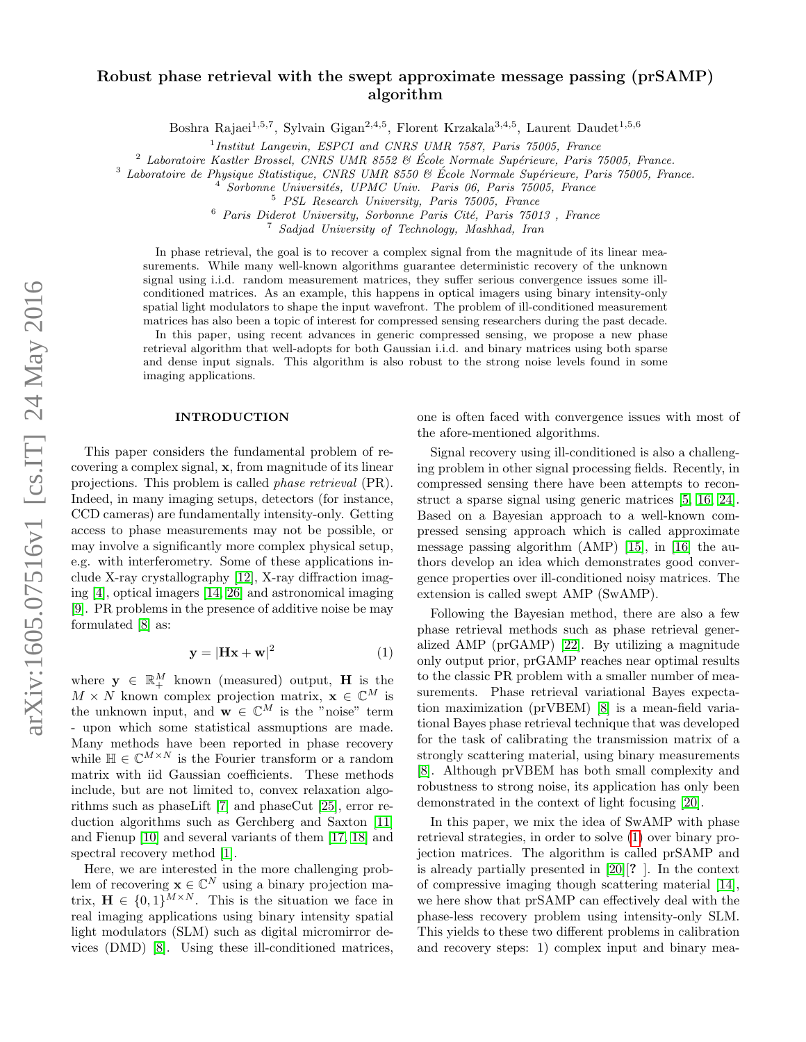# Robust phase retrieval with the swept approximate message passing (prSAMP) algorithm

Boshra Rajaei[1,5,7], Sylvain Gigan[2,4,5], Florent Krzakala[3,4,5], Laurent Daudet[1,5,6]

[1] *Institut Langevin, ESPCI and CNRS UMR 7587, Paris 75005, France*
[2] *Laboratoire Kastler Brossel, CNRS UMR 8552 & École Normale Supérieure, Paris 75005, France.*
[3] *Laboratoire de Physique Statistique, CNRS UMR 8550 & École Normale Supérieure, Paris 75005, France.*
[4] *Sorbonne Universités, UPMC Univ. Paris 06, Paris 75005, France*
[5] *PSL Research University, Paris 75005, France*
[6] *Paris Diderot University, Sorbonne Paris Cité, Paris 75013 , France*
[7] *Sadjad University of Technology, Mashhad, Iran*

In phase retrieval, the goal is to recover a complex signal from the magnitude of its linear measurements. While many well-known algorithms guarantee deterministic recovery of the unknown signal using i.i.d. random measurement matrices, they suffer serious convergence issues some ill-conditioned matrices. As an example, this happens in optical imagers using binary intensity-only spatial light modulators to shape the input wavefront. The problem of ill-conditioned measurement matrices has also been a topic of interest for compressed sensing researchers during the past decade.

In this paper, using recent advances in generic compressed sensing, we propose a new phase retrieval algorithm that well-adopts for both Gaussian i.i.d. and binary matrices using both sparse and dense input signals. This algorithm is also robust to the strong noise levels found in some imaging applications.

## INTRODUCTION

This paper considers the fundamental problem of recovering a complex signal, $\mathbf{x}$, from magnitude of its linear projections. This problem is called *phase retrieval* (PR). Indeed, in many imaging setups, detectors (for instance, CCD cameras) are fundamentally intensity-only. Getting access to phase measurements may not be possible, or may involve a significantly more complex physical setup, e.g. with interferometry. Some of these applications include X-ray crystallography [12], X-ray diffraction imaging [4], optical imagers [14, 26] and astronomical imaging [9]. PR problems in the presence of additive noise be may formulated [8] as:

$$\mathbf{y} = |\mathbf{H}\mathbf{x} + \mathbf{w}|^2 \tag{1}$$

where $\mathbf{y} \in \mathbb{R}_+^M$ known (measured) output, $\mathbf{H}$ is the $M \times N$ known complex projection matrix, $\mathbf{x} \in \mathbb{C}^M$ is the unknown input, and $\mathbf{w} \in \mathbb{C}^M$ is the "noise" term - upon which some statistical assmuptions are made. Many methods have been reported in phase recovery while $\mathbb{H} \in \mathbb{C}^{M \times N}$ is the Fourier transform or a random matrix with iid Gaussian coefficients. These methods include, but are not limited to, convex relaxation algorithms such as phaseLift [7] and phaseCut [25], error reduction algorithms such as Gerchberg and Saxton [11] and Fienup [10] and several variants of them [17, 18] and spectral recovery method [1].

Here, we are interested in the more challenging problem of recovering $\mathbf{x} \in \mathbb{C}^N$ using a binary projection matrix, $\mathbf{H} \in \{0, 1\}^{M \times N}$. This is the situation we face in real imaging applications using binary intensity spatial light modulators (SLM) such as digital micromirror devices (DMD) [8]. Using these ill-conditioned matrices, one is often faced with convergence issues with most of the afore-mentioned algorithms.

Signal recovery using ill-conditioned is also a challenging problem in other signal processing fields. Recently, in compressed sensing there have been attempts to reconstruct a sparse signal using generic matrices [5, 16, 24]. Based on a Bayesian approach to a well-known compressed sensing approach which is called approximate message passing algorithm (AMP) [15], in [16] the authors develop an idea which demonstrates good convergence properties over ill-conditioned noisy matrices. The extension is called swept AMP (SwAMP).

Following the Bayesian method, there are also a few phase retrieval methods such as phase retrieval generalized AMP (prGAMP) [22]. By utilizing a magnitude only output prior, prGAMP reaches near optimal results to the classic PR problem with a smaller number of measurements. Phase retrieval variational Bayes expectation maximization (prVBEM) [8] is a mean-field variational Bayes phase retrieval technique that was developed for the task of calibrating the transmission matrix of a strongly scattering material, using binary measurements [8]. Although prVBEM has both small complexity and robustness to strong noise, its application has only been demonstrated in the context of light focusing [20].

In this paper, we mix the idea of SwAMP with phase retrieval strategies, in order to solve (1) over binary projection matrices. The algorithm is called prSAMP and is already partially presented in [20][? ]. In the context of compressive imaging though scattering material [14], we here show that prSAMP can effectively deal with the phase-less recovery problem using intensity-only SLM. This yields to these two different problems in calibration and recovery steps: 1) complex input and binary mea-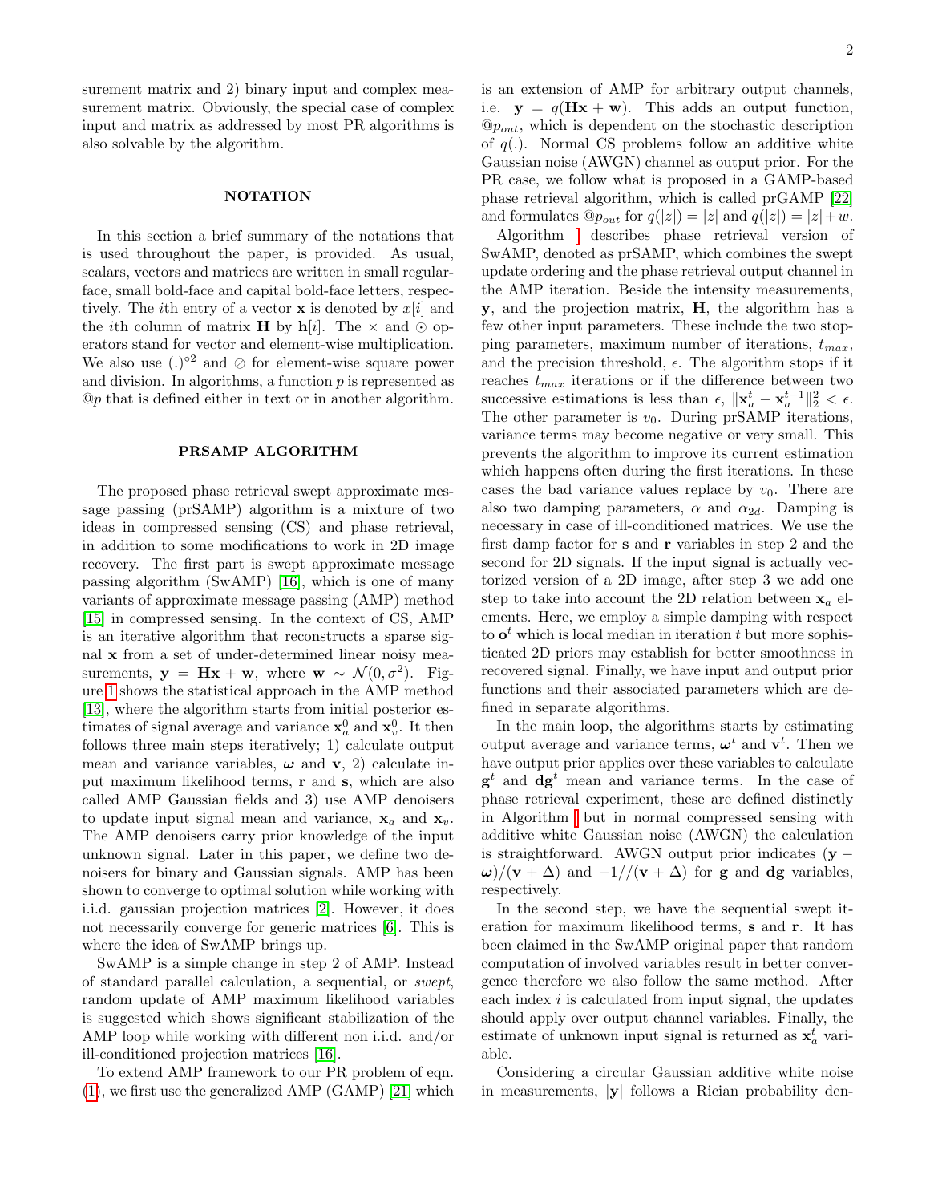surement matrix and 2) binary input and complex measurement matrix. Obviously, the special case of complex input and matrix as addressed by most PR algorithms is also solvable by the algorithm.

## NOTATION

In this section a brief summary of the notations that is used throughout the paper, is provided. As usual, scalars, vectors and matrices are written in small regular-face, small bold-face and capital bold-face letters, respectively. The $i$th entry of a vector $\mathbf{x}$ is denoted by $x[i]$ and the $i$th column of matrix $\mathbf{H}$ by $\mathbf{h}[i]$. The $\times$ and $\odot$ operators stand for vector and element-wise multiplication. We also use $(.)^{\circ 2}$ and $\oslash$ for element-wise square power and division. In algorithms, a function $p$ is represented as $@p$ that is defined either in text or in another algorithm.

## PRSAMP ALGORITHM

The proposed phase retrieval swept approximate message passing (prSAMP) algorithm is a mixture of two ideas in compressed sensing (CS) and phase retrieval, in addition to some modifications to work in 2D image recovery. The first part is swept approximate message passing algorithm (SwAMP) [16], which is one of many variants of approximate message passing (AMP) method [15] in compressed sensing. In the context of CS, AMP is an iterative algorithm that reconstructs a sparse signal $\mathbf{x}$ from a set of under-determined linear noisy measurements, $\mathbf{y} = \mathbf{H}\mathbf{x} + \mathbf{w}$, where $\mathbf{w} \sim \mathcal{N}(0, \sigma^2)$. Figure 1 shows the statistical approach in the AMP method [13], where the algorithm starts from initial posterior estimates of signal average and variance $\mathbf{x}_a^0$ and $\mathbf{x}_v^0$. It then follows three main steps iteratively; 1) calculate output mean and variance variables, $\boldsymbol{\omega}$ and $\mathbf{v}$, 2) calculate input maximum likelihood terms, $\mathbf{r}$ and $\mathbf{s}$, which are also called AMP Gaussian fields and 3) use AMP denoisers to update input signal mean and variance, $\mathbf{x}_a$ and $\mathbf{x}_v$. The AMP denoisers carry prior knowledge of the input unknown signal. Later in this paper, we define two denoisers for binary and Gaussian signals. AMP has been shown to converge to optimal solution while working with i.i.d. gaussian projection matrices [2]. However, it does not necessarily converge for generic matrices [6]. This is where the idea of SwAMP brings up.

SwAMP is a simple change in step 2 of AMP. Instead of standard parallel calculation, a sequential, or *swept*, random update of AMP maximum likelihood variables is suggested which shows significant stabilization of the AMP loop while working with different non i.i.d. and/or ill-conditioned projection matrices [16].

To extend AMP framework to our PR problem of eqn. (1), we first use the generalized AMP (GAMP) [21] which is an extension of AMP for arbitrary output channels, i.e. $\mathbf{y} = q(\mathbf{H}\mathbf{x} + \mathbf{w})$. This adds an output function, $@p_{out}$, which is dependent on the stochastic description of $q(.)$. Normal CS problems follow an additive white Gaussian noise (AWGN) channel as output prior. For the PR case, we follow what is proposed in a GAMP-based phase retrieval algorithm, which is called prGAMP [22] and formulates $@p_{out}$ for $q(|z|) = |z|$ and $q(|z|) = |z| + w$.

Algorithm 1 describes phase retrieval version of SwAMP, denoted as prSAMP, which combines the swept update ordering and the phase retrieval output channel in the AMP iteration. Beside the intensity measurements, $\mathbf{y}$, and the projection matrix, $\mathbf{H}$, the algorithm has a few other input parameters. These include the two stopping parameters, maximum number of iterations, $t_{max}$, and the precision threshold, $\epsilon$. The algorithm stops if it reaches $t_{max}$ iterations or if the difference between two successive estimations is less than $\epsilon$, $\|\mathbf{x}_a^t - \mathbf{x}_a^{t-1}\|_2^2 < \epsilon$. The other parameter is $v_0$. During prSAMP iterations, variance terms may become negative or very small. This prevents the algorithm to improve its current estimation which happens often during the first iterations. In these cases the bad variance values replace by $v_0$. There are also two damping parameters, $\alpha$ and $\alpha_{2d}$. Damping is necessary in case of ill-conditioned matrices. We use the first damp factor for $\mathbf{s}$ and $\mathbf{r}$ variables in step 2 and the second for 2D signals. If the input signal is actually vectorized version of a 2D image, after step 3 we add one step to take into account the 2D relation between $\mathbf{x}_a$ elements. Here, we employ a simple damping with respect to $\mathbf{o}^t$ which is local median in iteration $t$ but more sophisticated 2D priors may establish for better smoothness in recovered signal. Finally, we have input and output prior functions and their associated parameters which are defined in separate algorithms.

In the main loop, the algorithms starts by estimating output average and variance terms, $\boldsymbol{\omega}^t$ and $\mathbf{v}^t$. Then we have output prior applies over these variables to calculate $\mathbf{g}^t$ and $\mathbf{dg}^t$ mean and variance terms. In the case of phase retrieval experiment, these are defined distinctly in Algorithm 1 but in normal compressed sensing with additive white Gaussian noise (AWGN) the calculation is straightforward. AWGN output prior indicates $(\mathbf{y} - \boldsymbol{\omega})/(\mathbf{v} + \Delta)$ and $-1//(\mathbf{v} + \Delta)$ for $\mathbf{g}$ and $\mathbf{dg}$ variables, respectively.

In the second step, we have the sequential swept iteration for maximum likelihood terms, $\mathbf{s}$ and $\mathbf{r}$. It has been claimed in the SwAMP original paper that random computation of involved variables result in better convergence therefore we also follow the same method. After each index $i$ is calculated from input signal, the updates should apply over output channel variables. Finally, the estimate of unknown input signal is returned as $\mathbf{x}_a^t$ variable.

Considering a circular Gaussian additive white noise in measurements, $|\mathbf{y}|$ follows a Rician probability den-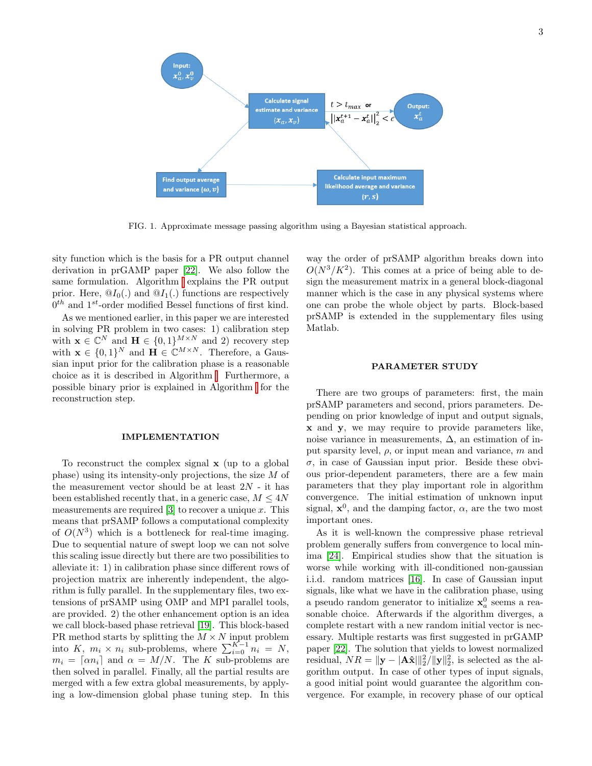FIG. 1. Approximate message passing algorithm using a Bayesian statistical approach.

sity function which is the basis for a PR output channel derivation in prGAMP paper [22]. We also follow the same formulation. Algorithm [] explains the PR output prior. Here, $@I_0(.)$ and $@I_1(.)$ functions are respectively $0^{th}$ and $1^{st}$-order modified Bessel functions of first kind.

As we mentioned earlier, in this paper we are interested in solving PR problem in two cases: 1) calibration step with $\mathbf{x} \in \mathbb{C}^N$ and $\mathbf{H} \in \{0,1\}^{M\times N}$ and 2) recovery step with $\mathbf{x} \in \{0,1\}^N$ and $\mathbf{H} \in \mathbb{C}^{M\times N}$. Therefore, a Gaussian input prior for the calibration phase is a reasonable choice as it is described in Algorithm []. Furthermore, a possible binary prior is explained in Algorithm [] for the reconstruction step.

## IMPLEMENTATION

To reconstruct the complex signal $\mathbf{x}$ (up to a global phase) using its intensity-only projections, the size $M$ of the measurement vector should be at least $2N$ - it has been established recently that, in a generic case, $M \leq 4N$ measurements are required [3] to recover a unique $x$. This means that prSAMP follows a computational complexity of $O(N^3)$ which is a bottleneck for real-time imaging. Due to sequential nature of swept loop we can not solve this scaling issue directly but there are two possibilities to alleviate it: 1) in calibration phase since different rows of projection matrix are inherently independent, the algorithm is fully parallel. In the supplementary files, two extensions of prSAMP using OMP and MPI parallel tools, are provided. 2) the other enhancement option is an idea we call block-based phase retrieval [19]. This block-based PR method starts by splitting the $M \times N$ input problem into $K$, $m_i \times n_i$ sub-problems, where $\sum_{i=0}^{K-1} n_i = N$, $m_i = \lceil \alpha n_i \rceil$ and $\alpha = M/N$. The $K$ sub-problems are then solved in parallel. Finally, all the partial results are merged with a few extra global measurements, by applying a low-dimension global phase tuning step. In this way the order of prSAMP algorithm breaks down into $O(N^3/K^2)$. This comes at a price of being able to design the measurement matrix in a general block-diagonal manner which is the case in any physical systems where one can probe the whole object by parts. Block-based prSAMP is extended in the supplementary files using Matlab.

## PARAMETER STUDY

There are two groups of parameters: first, the main prSAMP parameters and second, priors parameters. Depending on prior knowledge of input and output signals, $\mathbf{x}$ and $\mathbf{y}$, we may require to provide parameters like, noise variance in measurements, $\Delta$, an estimation of input sparsity level, $\rho$, or input mean and variance, $m$ and $\sigma$, in case of Gaussian input prior. Beside these obvious prior-dependent parameters, there are a few main parameters that they play important role in algorithm convergence. The initial estimation of unknown input signal, $\mathbf{x}^0$, and the damping factor, $\alpha$, are the two most important ones.

As it is well-known the compressive phase retrieval problem generally suffers from convergence to local minima [24]. Empirical studies show that the situation is worse while working with ill-conditioned non-gaussian i.i.d. random matrices [16]. In case of Gaussian input signals, like what we have in the calibration phase, using a pseudo random generator to initialize $\mathbf{x}_a^0$ seems a reasonable choice. Afterwards if the algorithm diverges, a complete restart with a new random initial vector is necessary. Multiple restarts was first suggested in prGAMP paper [22]. The solution that yields to lowest normalized residual, $NR = \|\mathbf{y} - |\mathbf{A}\hat{\mathbf{x}}|\|_2^2/\|\mathbf{y}\|_2^2$, is selected as the algorithm output. In case of other types of input signals, a good initial point would guarantee the algorithm convergence. For example, in recovery phase of our optical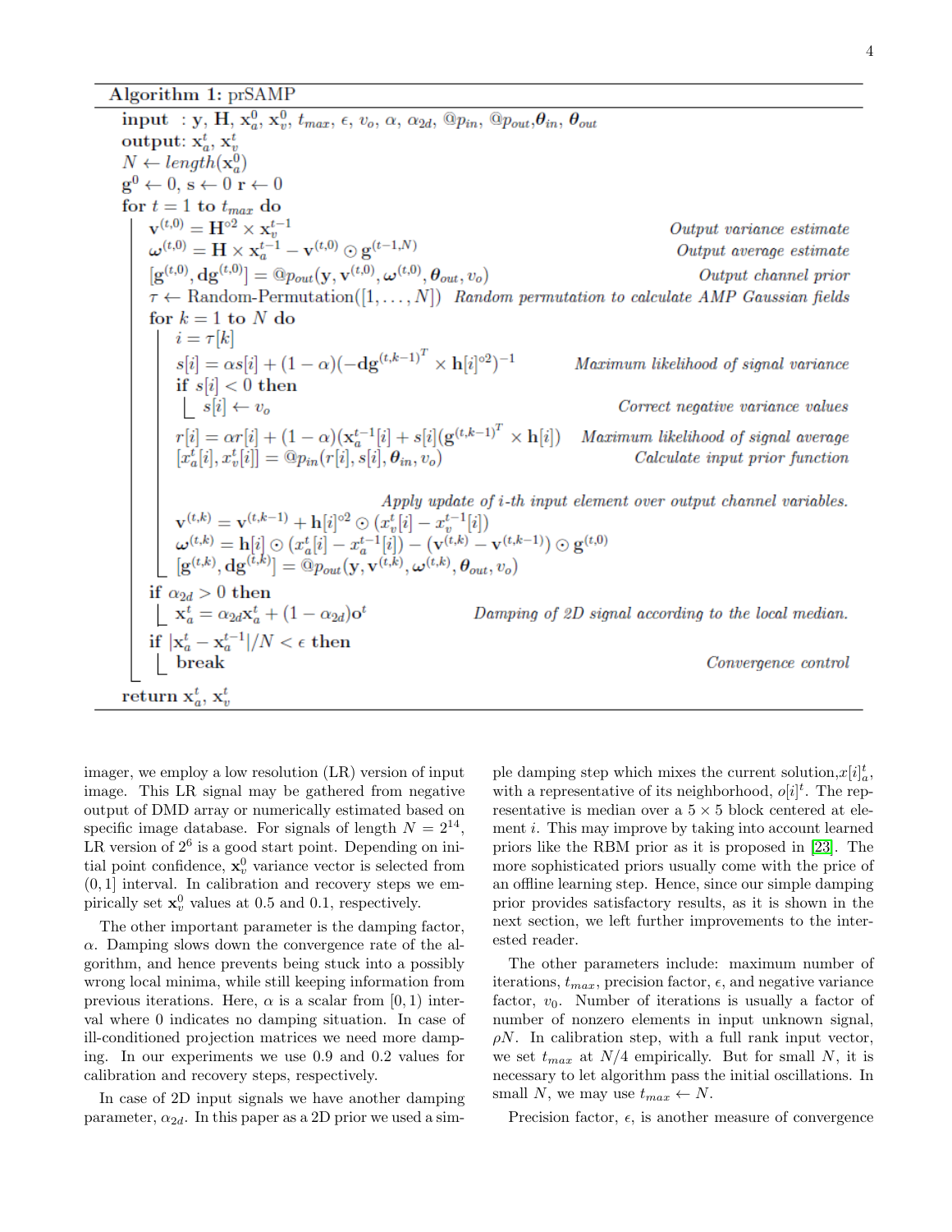**Algorithm 1:** prSAMP

---

**input** : $\mathbf{y}$, $\mathbf{H}$, $\mathbf{x}_a^0$, $\mathbf{x}_v^0$, $t_{max}$, $\epsilon$, $v_o$, $\alpha$, $\alpha_{2d}$, $@p_{in}$, $@p_{out}$, $\boldsymbol{\theta}_{in}$, $\boldsymbol{\theta}_{out}$

**output**: $\mathbf{x}_a^t$, $\mathbf{x}_v^t$

$N \leftarrow length(\mathbf{x}_a^0)$

$\mathbf{g}^0 \leftarrow 0$, $\mathbf{s} \leftarrow 0$ $\mathbf{r} \leftarrow 0$

**for** $t = 1$ to $t_{max}$ **do**

- $\mathbf{v}^{(t,0)} = \mathbf{H}^{\circ 2} \times \mathbf{x}_v^{t-1}$ — *Output variance estimate*
- $\boldsymbol{\omega}^{(t,0)} = \mathbf{H} \times \mathbf{x}_a^{t-1} - \mathbf{v}^{(t,0)} \odot \mathbf{g}^{(t-1,N)}$ — *Output average estimate*
- $[\mathbf{g}^{(t,0)}, \mathbf{dg}^{(t,0)}] = @p_{out}(\mathbf{y}, \mathbf{v}^{(t,0)}, \boldsymbol{\omega}^{(t,0)}, \boldsymbol{\theta}_{out}, v_o)$ — *Output channel prior*
- $\tau \leftarrow$ Random-Permutation($[1, \ldots, N]$) — *Random permutation to calculate AMP Gaussian fields*
- **for** $k = 1$ to $N$ **do**
  - $i = \tau[k]$
  - $s[i] = \alpha s[i] + (1-\alpha)(-\mathbf{dg}^{(t,k-1)^T} \times \mathbf{h}[i]^{\circ 2})^{-1}$ — *Maximum likelihood of signal variance*
  - **if** $s[i] < 0$ **then**
    - $s[i] \leftarrow v_o$ — *Correct negative variance values*
  - $r[i] = \alpha r[i] + (1-\alpha)(\mathbf{x}_a^{t-1}[i] + s[i](\mathbf{g}^{(t,k-1)^T} \times \mathbf{h}[i])$ — *Maximum likelihood of signal average*
  - $[x_a^t[i], x_v^t[i]] = @p_{in}(r[i], s[i], \boldsymbol{\theta}_{in}, v_o)$ — *Calculate input prior function*
  - *Apply update of $i$-th input element over output channel variables.*
  - $\mathbf{v}^{(t,k)} = \mathbf{v}^{(t,k-1)} + \mathbf{h}[i]^{\circ 2} \odot (x_v^t[i] - x_v^{t-1}[i])$
  - $\boldsymbol{\omega}^{(t,k)} = \mathbf{h}[i] \odot (x_a^t[i] - x_a^{t-1}[i]) - (\mathbf{v}^{(t,k)} - \mathbf{v}^{(t,k-1)}) \odot \mathbf{g}^{(t,0)}$
  - $[\mathbf{g}^{(t,k)}, \mathbf{dg}^{(t,k)}] = @p_{out}(\mathbf{y}, \mathbf{v}^{(t,k)}, \boldsymbol{\omega}^{(t,k)}, \boldsymbol{\theta}_{out}, v_o)$
- **if** $\alpha_{2d} > 0$ **then**
  - $\mathbf{x}_a^t = \alpha_{2d}\mathbf{x}_a^t + (1-\alpha_{2d})\mathbf{o}^t$ — *Damping of 2D signal according to the local median.*
- **if** $|\mathbf{x}_a^t - \mathbf{x}_a^{t-1}|/N < \epsilon$ **then**
  - **break** — *Convergence control*

**return** $\mathbf{x}_a^t$, $\mathbf{x}_v^t$

---

imager, we employ a low resolution (LR) version of input image. This LR signal may be gathered from negative output of DMD array or numerically estimated based on specific image database. For signals of length $N = 2^{14}$, LR version of $2^6$ is a good start point. Depending on initial point confidence, $\mathbf{x}_v^0$ variance vector is selected from $(0, 1]$ interval. In calibration and recovery steps we empirically set $\mathbf{x}_v^0$ values at 0.5 and 0.1, respectively.

The other important parameter is the damping factor, $\alpha$. Damping slows down the convergence rate of the algorithm, and hence prevents being stuck into a possibly wrong local minima, while still keeping information from previous iterations. Here, $\alpha$ is a scalar from $[0, 1)$ interval where 0 indicates no damping situation. In case of ill-conditioned projection matrices we need more damping. In our experiments we use 0.9 and 0.2 values for calibration and recovery steps, respectively.

In case of 2D input signals we have another damping parameter, $\alpha_{2d}$. In this paper as a 2D prior we used a simple damping step which mixes the current solution,$x[i]_a^t$, with a representative of its neighborhood, $o[i]^t$. The representative is median over a $5 \times 5$ block centered at element $i$. This may improve by taking into account learned priors like the RBM prior as it is proposed in [23]. The more sophisticated priors usually come with the price of an offline learning step. Hence, since our simple damping prior provides satisfactory results, as it is shown in the next section, we left further improvements to the interested reader.

The other parameters include: maximum number of iterations, $t_{max}$, precision factor, $\epsilon$, and negative variance factor, $v_0$. Number of iterations is usually a factor of number of nonzero elements in input unknown signal, $\rho N$. In calibration step, with a full rank input vector, we set $t_{max}$ at $N/4$ empirically. But for small $N$, it is necessary to let algorithm pass the initial oscillations. In small $N$, we may use $t_{max} \leftarrow N$.

Precision factor, $\epsilon$, is another measure of convergence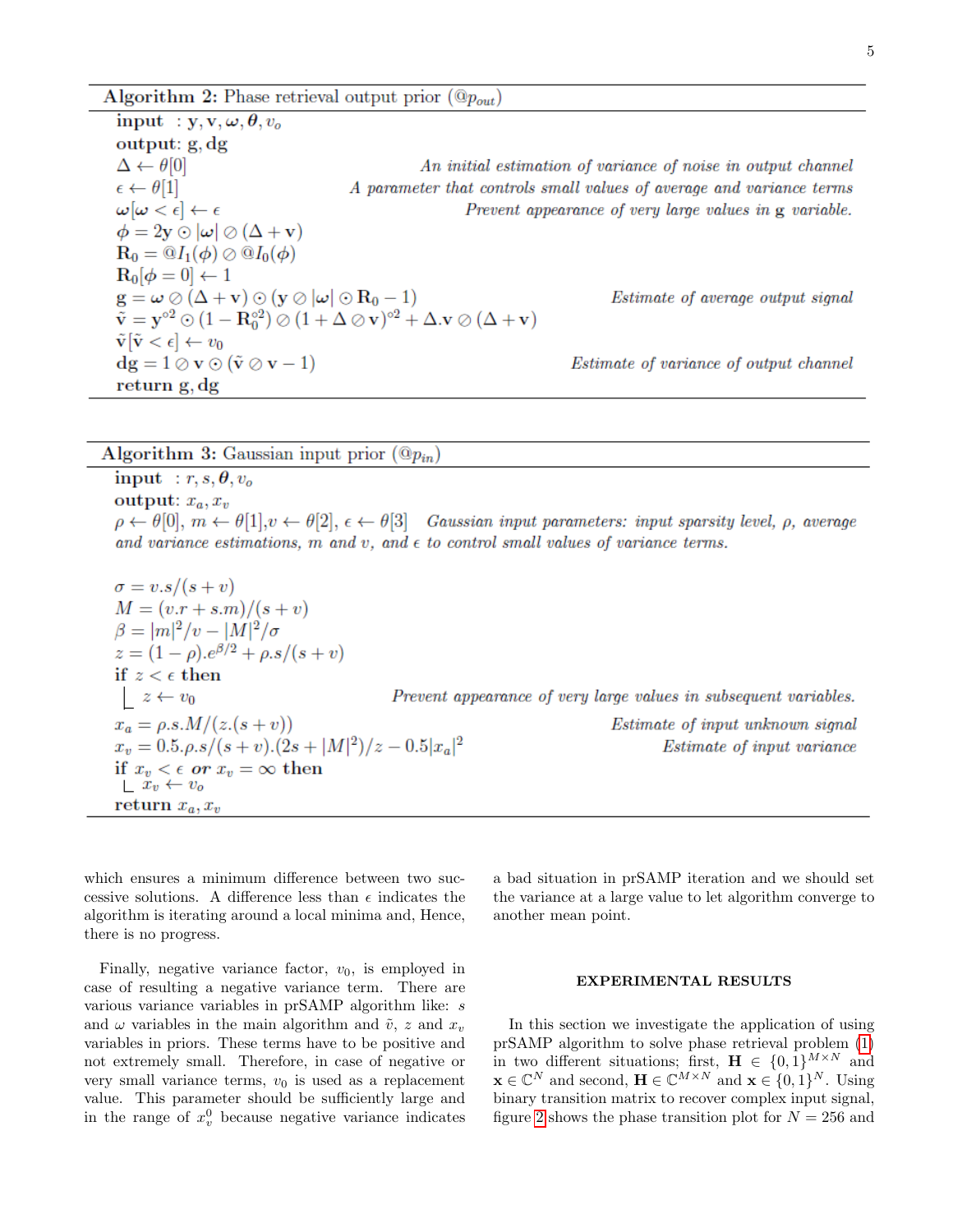**Algorithm 2:** Phase retrieval output prior ($@p_{out}$)

**input** : $\mathbf{y}, \mathbf{v}, \boldsymbol{\omega}, \boldsymbol{\theta}, v_o$

**output**: $\mathbf{g}, \mathbf{dg}$

$\Delta \leftarrow \theta[0]$ *An initial estimation of variance of noise in output channel*

$\epsilon \leftarrow \theta[1]$ *A parameter that controls small values of average and variance terms*

$\boldsymbol{\omega}[\boldsymbol{\omega} < \epsilon] \leftarrow \epsilon$ *Prevent appearance of very large values in* $\mathbf{g}$ *variable.*

$\boldsymbol{\phi} = 2\mathbf{y} \odot |\boldsymbol{\omega}| \oslash (\Delta + \mathbf{v})$

$\mathbf{R}_0 = @I_1(\boldsymbol{\phi}) \oslash @I_0(\boldsymbol{\phi})$

$\mathbf{R}_0[\boldsymbol{\phi} = 0] \leftarrow 1$

$\mathbf{g} = \boldsymbol{\omega} \oslash (\Delta + \mathbf{v}) \odot (\mathbf{y} \oslash |\boldsymbol{\omega}| \odot \mathbf{R}_0 - 1)$ *Estimate of average output signal*

$\tilde{\mathbf{v}} = \mathbf{y}^{\circ 2} \odot (1 - \mathbf{R}_0^{\circ 2}) \oslash (1 + \Delta \oslash \mathbf{v})^{\circ 2} + \Delta.\mathbf{v} \oslash (\Delta + \mathbf{v})$

$\tilde{\mathbf{v}}[\tilde{\mathbf{v}} < \epsilon] \leftarrow v_0$

$\mathbf{dg} = 1 \oslash \mathbf{v} \odot (\tilde{\mathbf{v}} \oslash \mathbf{v} - 1)$ *Estimate of variance of output channel*

**return** $\mathbf{g}, \mathbf{dg}$

---

**Algorithm 3:** Gaussian input prior ($@p_{in}$)

**input** : $r, s, \boldsymbol{\theta}, v_o$

**output**: $x_a, x_v$

$\rho \leftarrow \theta[0]$, $m \leftarrow \theta[1]$, $v \leftarrow \theta[2]$, $\epsilon \leftarrow \theta[3]$ *Gaussian input parameters: input sparsity level,* $\rho$*, average and variance estimations,* $m$ *and* $v$*, and* $\epsilon$ *to control small values of variance terms.*

$\sigma = v.s/(s+v)$

$M = (v.r + s.m)/(s+v)$

$\beta = |m|^2/v - |M|^2/\sigma$

$z = (1-\rho).e^{\beta/2} + \rho.s/(s+v)$

**if** $z < \epsilon$ **then**

  $z \leftarrow v_0$ *Prevent appearance of very large values in subsequent variables.*

$x_a = \rho.s.M/(z.(s+v))$ *Estimate of input unknown signal*

$x_v = 0.5.\rho.s/(s+v).(2s + |M|^2)/z - 0.5|x_a|^2$ *Estimate of input variance*

**if** $x_v < \epsilon$ ***or*** $x_v = \infty$ **then**

  $x_v \leftarrow v_o$

**return** $x_a, x_v$

---

which ensures a minimum difference between two successive solutions. A difference less than $\epsilon$ indicates the algorithm is iterating around a local minima and, Hence, there is no progress.

Finally, negative variance factor, $v_0$, is employed in case of resulting a negative variance term. There are various variance variables in prSAMP algorithm like: $s$ and $\omega$ variables in the main algorithm and $\tilde{v}$, $z$ and $x_v$ variables in priors. These terms have to be positive and not extremely small. Therefore, in case of negative or very small variance terms, $v_0$ is used as a replacement value. This parameter should be sufficiently large and in the range of $x_v^0$ because negative variance indicates a bad situation in prSAMP iteration and we should set the variance at a large value to let algorithm converge to another mean point.

## EXPERIMENTAL RESULTS

In this section we investigate the application of using prSAMP algorithm to solve phase retrieval problem (1) in two different situations; first, $\mathbf{H} \in \{0,1\}^{M \times N}$ and $\mathbf{x} \in \mathbb{C}^N$ and second, $\mathbf{H} \in \mathbb{C}^{M \times N}$ and $\mathbf{x} \in \{0,1\}^N$. Using binary transition matrix to recover complex input signal, figure 2 shows the phase transition plot for $N = 256$ and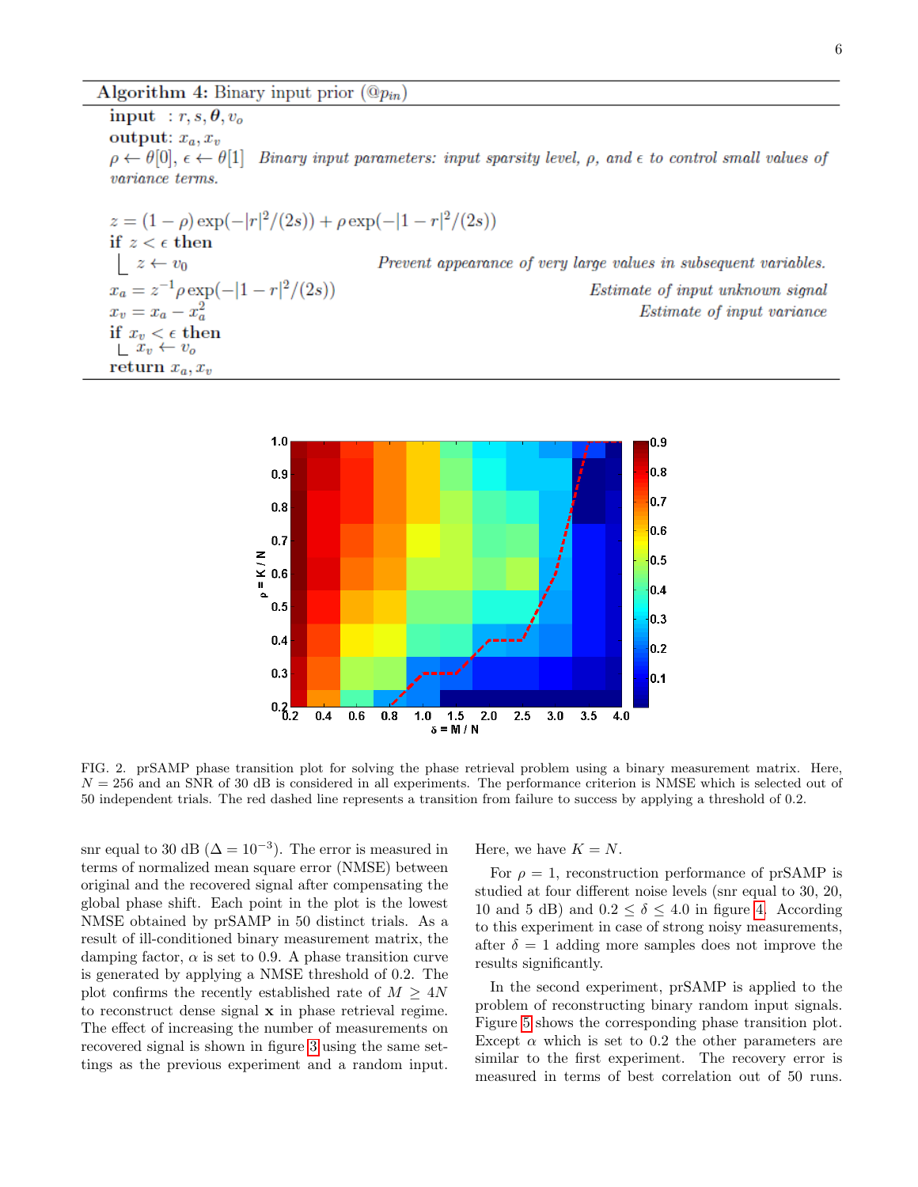**Algorithm 4:** Binary input prior ($@p_{in}$)

```
input : r, s, θ, v_o
output: x_a, x_v
ρ ← θ[0], ε ← θ[1]   Binary input parameters: input sparsity level, ρ, and ε to control small values of variance terms.

z = (1 − ρ) exp(−|r|²/(2s)) + ρ exp(−|1 − r|²/(2s))
if z < ε then
    z ← v_0                              Prevent appearance of very large values in subsequent variables.
x_a = z^{-1} ρ exp(−|1 − r|²/(2s))       Estimate of input unknown signal
x_v = x_a − x_a²                          Estimate of input variance
if x_v < ε then
    x_v ← v_o
return x_a, x_v
```

FIG. 2. prSAMP phase transition plot for solving the phase retrieval problem using a binary measurement matrix. Here, $N = 256$ and an SNR of 30 dB is considered in all experiments. The performance criterion is NMSE which is selected out of 50 independent trials. The red dashed line represents a transition from failure to success by applying a threshold of 0.2.

snr equal to 30 dB ($\Delta = 10^{-3}$). The error is measured in terms of normalized mean square error (NMSE) between original and the recovered signal after compensating the global phase shift. Each point in the plot is the lowest NMSE obtained by prSAMP in 50 distinct trials. As a result of ill-conditioned binary measurement matrix, the damping factor, $\alpha$ is set to 0.9. A phase transition curve is generated by applying a NMSE threshold of 0.2. The plot confirms the recently established rate of $M \geq 4N$ to reconstruct dense signal $\mathbf{x}$ in phase retrieval regime. The effect of increasing the number of measurements on recovered signal is shown in figure 3 using the same settings as the previous experiment and a random input. Here, we have $K = N$.

For $\rho = 1$, reconstruction performance of prSAMP is studied at four different noise levels (snr equal to 30, 20, 10 and 5 dB) and $0.2 \leq \delta \leq 4.0$ in figure 4. According to this experiment in case of strong noisy measurements, after $\delta = 1$ adding more samples does not improve the results significantly.

In the second experiment, prSAMP is applied to the problem of reconstructing binary random input signals. Figure 5 shows the corresponding phase transition plot. Except $\alpha$ which is set to 0.2 the other parameters are similar to the first experiment. The recovery error is measured in terms of best correlation out of 50 runs.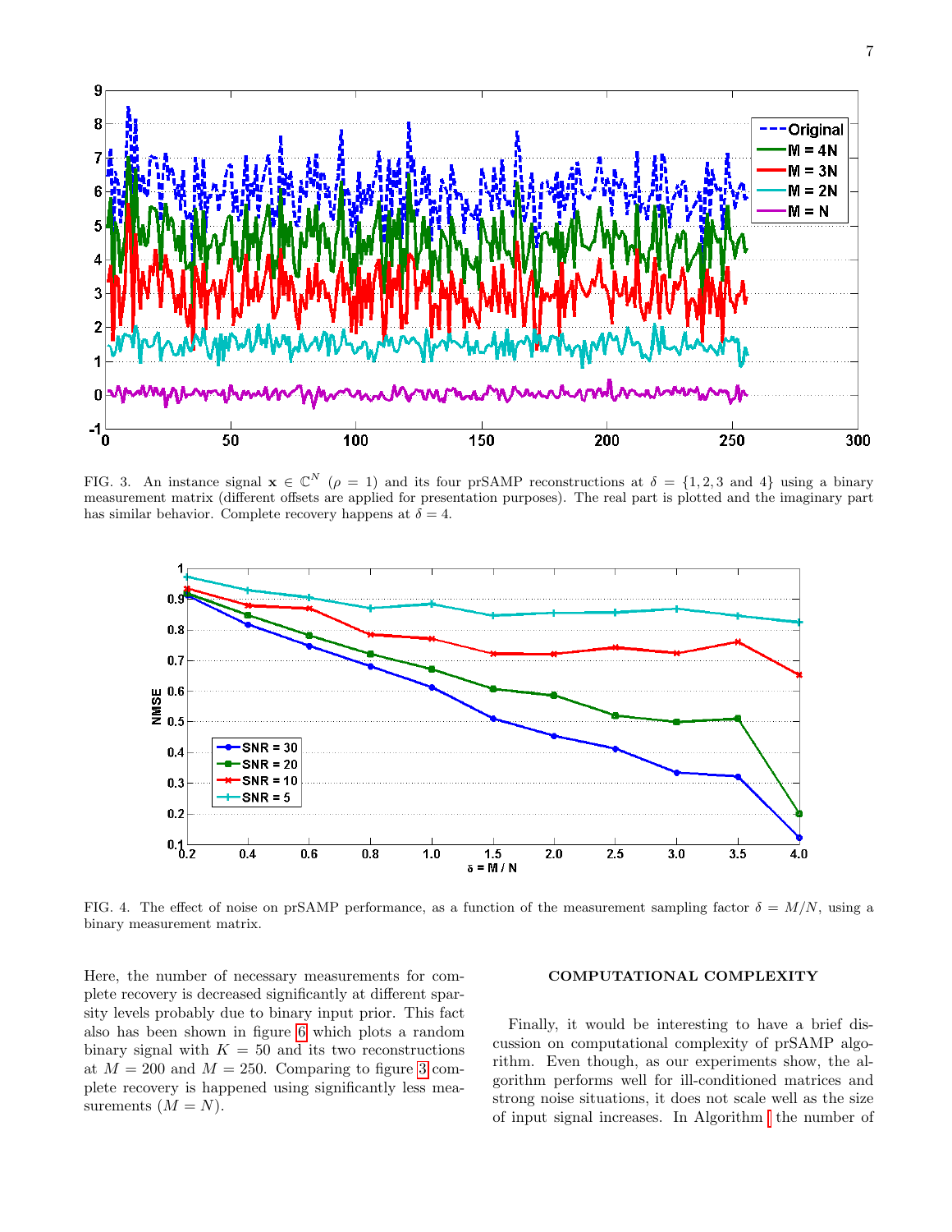FIG. 3. An instance signal $\mathbf{x} \in \mathbb{C}^N$ ($\rho = 1$) and its four prSAMP reconstructions at $\delta = \{1, 2, 3 \text{ and } 4\}$ using a binary measurement matrix (different offsets are applied for presentation purposes). The real part is plotted and the imaginary part has similar behavior. Complete recovery happens at $\delta = 4$.

FIG. 4. The effect of noise on prSAMP performance, as a function of the measurement sampling factor $\delta = M/N$, using a binary measurement matrix.

Here, the number of necessary measurements for complete recovery is decreased significantly at different sparsity levels probably due to binary input prior. This fact also has been shown in figure 6 which plots a random binary signal with $K = 50$ and its two reconstructions at $M = 200$ and $M = 250$. Comparing to figure 3 complete recovery is happened using significantly less measurements ($M = N$).

## COMPUTATIONAL COMPLEXITY

Finally, it would be interesting to have a brief discussion on computational complexity of prSAMP algorithm. Even though, as our experiments show, the algorithm performs well for ill-conditioned matrices and strong noise situations, it does not scale well as the size of input signal increases. In Algorithm 1 the number of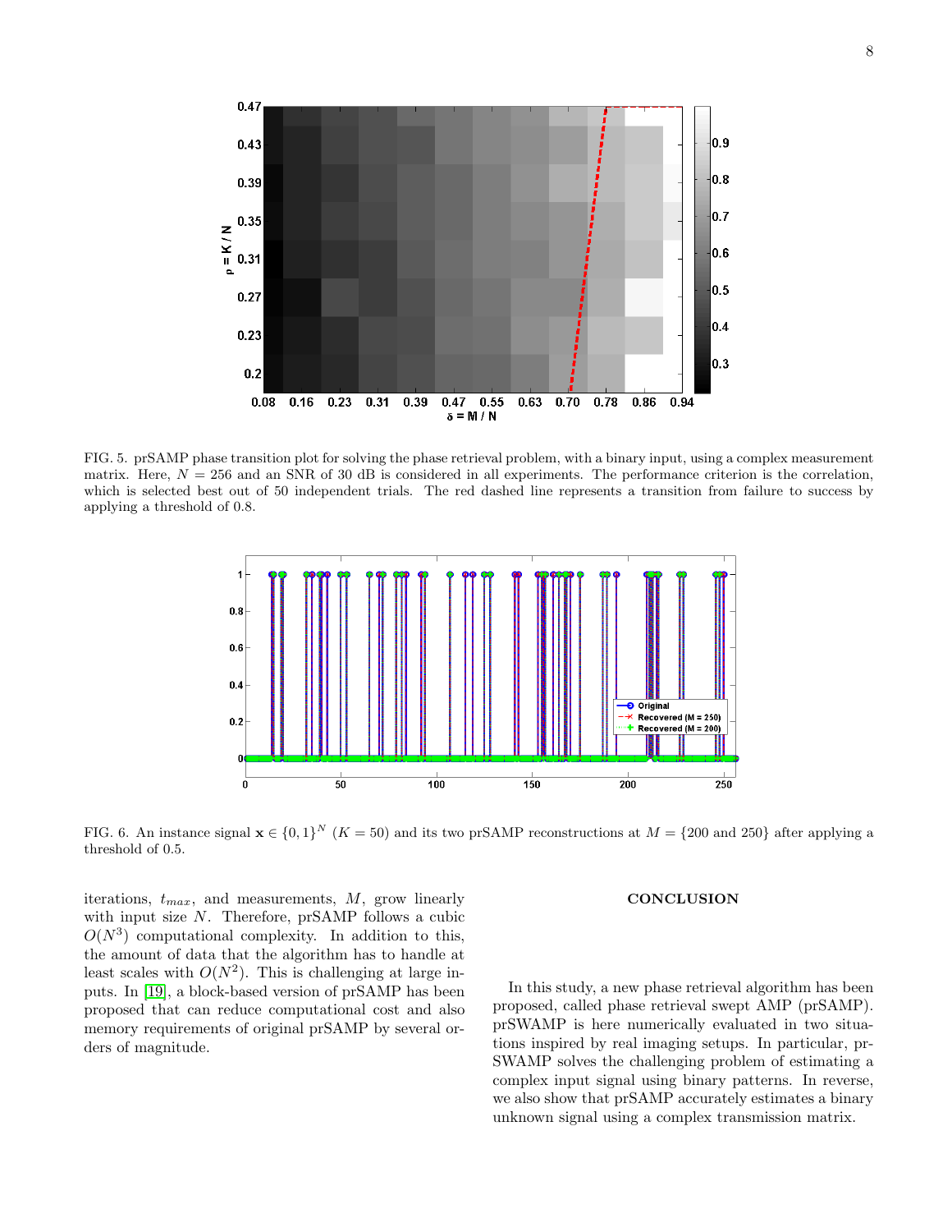FIG. 5. prSAMP phase transition plot for solving the phase retrieval problem, with a binary input, using a complex measurement matrix. Here, $N = 256$ and an SNR of 30 dB is considered in all experiments. The performance criterion is the correlation, which is selected best out of 50 independent trials. The red dashed line represents a transition from failure to success by applying a threshold of 0.8.

FIG. 6. An instance signal $\mathbf{x} \in \{0, 1\}^N$ ($K = 50$) and its two prSAMP reconstructions at $M = \{200 \text{ and } 250\}$ after applying a threshold of 0.5.

iterations, $t_{max}$, and measurements, $M$, grow linearly with input size $N$. Therefore, prSAMP follows a cubic $O(N^3)$ computational complexity. In addition to this, the amount of data that the algorithm has to handle at least scales with $O(N^2)$. This is challenging at large inputs. In [19], a block-based version of prSAMP has been proposed that can reduce computational cost and also memory requirements of original prSAMP by several orders of magnitude.

## CONCLUSION

In this study, a new phase retrieval algorithm has been proposed, called phase retrieval swept AMP (prSAMP). prSWAMP is here numerically evaluated in two situations inspired by real imaging setups. In particular, prSWAMP solves the challenging problem of estimating a complex input signal using binary patterns. In reverse, we also show that prSAMP accurately estimates a binary unknown signal using a complex transmission matrix.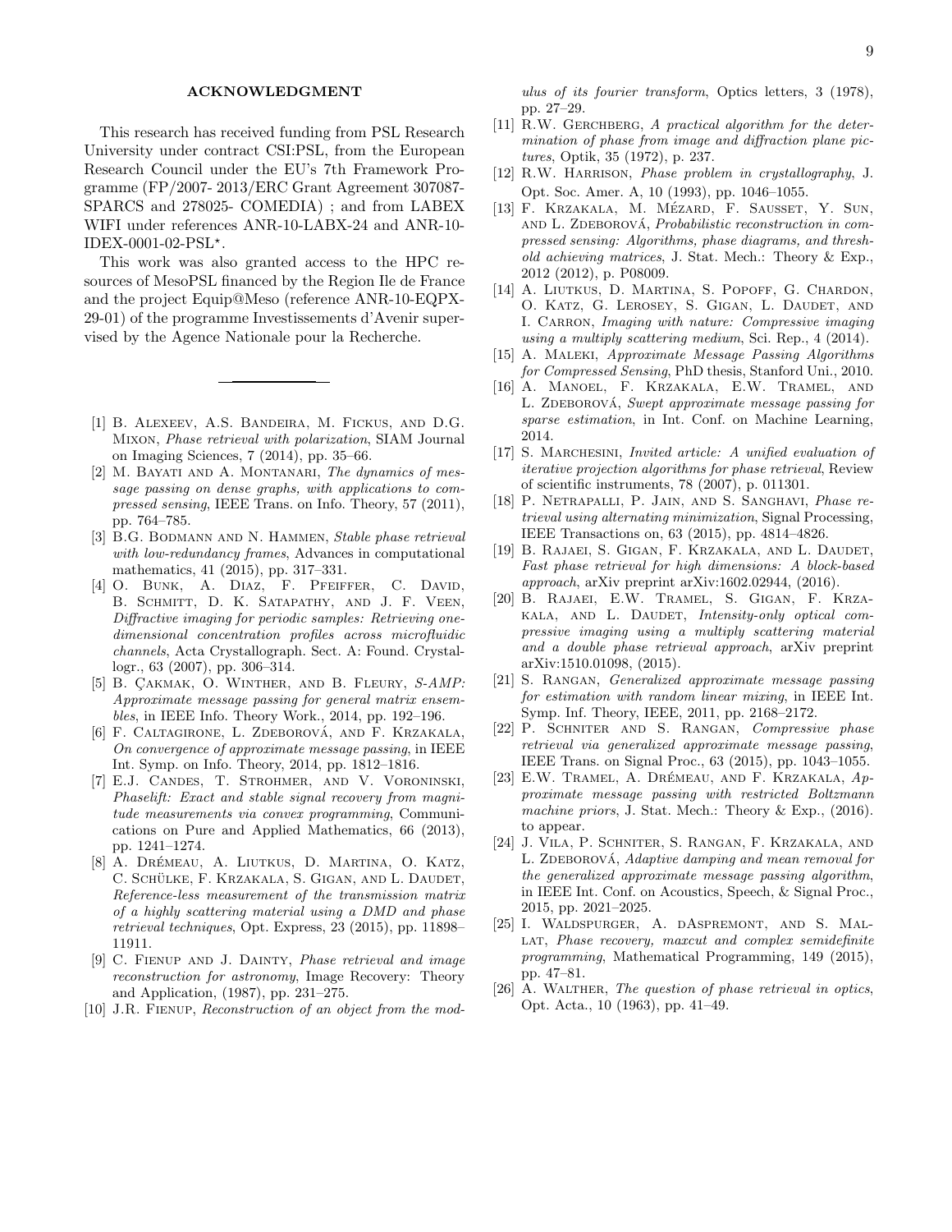## ACKNOWLEDGMENT

This research has received funding from PSL Research University under contract CSI:PSL, from the European Research Council under the EU's 7th Framework Programme (FP/2007- 2013/ERC Grant Agreement 307087-SPARCS and 278025- COMEDIA) ; and from LABEX WIFI under references ANR-10-LABX-24 and ANR-10-IDEX-0001-02-PSL*.

This work was also granted access to the HPC resources of MesoPSL financed by the Region Ile de France and the project Equip@Meso (reference ANR-10-EQPX-29-01) of the programme Investissements d'Avenir supervised by the Agence Nationale pour la Recherche.

---

[1] B. Alexeev, A.S. Bandeira, M. Fickus, and D.G. Mixon, *Phase retrieval with polarization*, SIAM Journal on Imaging Sciences, 7 (2014), pp. 35–66.

[2] M. Bayati and A. Montanari, *The dynamics of message passing on dense graphs, with applications to compressed sensing*, IEEE Trans. on Info. Theory, 57 (2011), pp. 764–785.

[3] B.G. Bodmann and N. Hammen, *Stable phase retrieval with low-redundancy frames*, Advances in computational mathematics, 41 (2015), pp. 317–331.

[4] O. Bunk, A. Diaz, F. Pfeiffer, C. David, B. Schmitt, D. K. Satapathy, and J. F. Veen, *Diffractive imaging for periodic samples: Retrieving one-dimensional concentration profiles across microfluidic channels*, Acta Crystallograph. Sect. A: Found. Crystallogr., 63 (2007), pp. 306–314.

[5] B. Çakmak, O. Winther, and B. Fleury, *S-AMP: Approximate message passing for general matrix ensembles*, in IEEE Info. Theory Work., 2014, pp. 192–196.

[6] F. Caltagirone, L. Zdeborová, and F. Krzakala, *On convergence of approximate message passing*, in IEEE Int. Symp. on Info. Theory, 2014, pp. 1812–1816.

[7] E.J. Candes, T. Strohmer, and V. Voroninski, *Phaselift: Exact and stable signal recovery from magnitude measurements via convex programming*, Communications on Pure and Applied Mathematics, 66 (2013), pp. 1241–1274.

[8] A. Drémeau, A. Liutkus, D. Martina, O. Katz, C. Schülke, F. Krzakala, S. Gigan, and L. Daudet, *Reference-less measurement of the transmission matrix of a highly scattering material using a DMD and phase retrieval techniques*, Opt. Express, 23 (2015), pp. 11898–11911.

[9] C. Fienup and J. Dainty, *Phase retrieval and image reconstruction for astronomy*, Image Recovery: Theory and Application, (1987), pp. 231–275.

[10] J.R. Fienup, *Reconstruction of an object from the modulus of its fourier transform*, Optics letters, 3 (1978), pp. 27–29.

[11] R.W. Gerchberg, *A practical algorithm for the determination of phase from image and diffraction plane pictures*, Optik, 35 (1972), p. 237.

[12] R.W. Harrison, *Phase problem in crystallography*, J. Opt. Soc. Amer. A, 10 (1993), pp. 1046–1055.

[13] F. Krzakala, M. Mézard, F. Sausset, Y. Sun, and L. Zdeborová, *Probabilistic reconstruction in compressed sensing: Algorithms, phase diagrams, and threshold achieving matrices*, J. Stat. Mech.: Theory & Exp., 2012 (2012), p. P08009.

[14] A. Liutkus, D. Martina, S. Popoff, G. Chardon, O. Katz, G. Lerosey, S. Gigan, L. Daudet, and I. Carron, *Imaging with nature: Compressive imaging using a multiply scattering medium*, Sci. Rep., 4 (2014).

[15] A. Maleki, *Approximate Message Passing Algorithms for Compressed Sensing*, PhD thesis, Stanford Uni., 2010.

[16] A. Manoel, F. Krzakala, E.W. Tramel, and L. Zdeborová, *Swept approximate message passing for sparse estimation*, in Int. Conf. on Machine Learning, 2014.

[17] S. Marchesini, *Invited article: A unified evaluation of iterative projection algorithms for phase retrieval*, Review of scientific instruments, 78 (2007), p. 011301.

[18] P. Netrapalli, P. Jain, and S. Sanghavi, *Phase retrieval using alternating minimization*, Signal Processing, IEEE Transactions on, 63 (2015), pp. 4814–4826.

[19] B. Rajaei, S. Gigan, F. Krzakala, and L. Daudet, *Fast phase retrieval for high dimensions: A block-based approach*, arXiv preprint arXiv:1602.02944, (2016).

[20] B. Rajaei, E.W. Tramel, S. Gigan, F. Krzakala, and L. Daudet, *Intensity-only optical compressive imaging using a multiply scattering material and a double phase retrieval approach*, arXiv preprint arXiv:1510.01098, (2015).

[21] S. Rangan, *Generalized approximate message passing for estimation with random linear mixing*, in IEEE Int. Symp. Inf. Theory, IEEE, 2011, pp. 2168–2172.

[22] P. Schniter and S. Rangan, *Compressive phase retrieval via generalized approximate message passing*, IEEE Trans. on Signal Proc., 63 (2015), pp. 1043–1055.

[23] E.W. Tramel, A. Drémeau, and F. Krzakala, *Approximate message passing with restricted Boltzmann machine priors*, J. Stat. Mech.: Theory & Exp., (2016). to appear.

[24] J. Vila, P. Schniter, S. Rangan, F. Krzakala, and L. Zdeborová, *Adaptive damping and mean removal for the generalized approximate message passing algorithm*, in IEEE Int. Conf. on Acoustics, Speech, & Signal Proc., 2015, pp. 2021–2025.

[25] I. Waldspurger, A. dAspremont, and S. Mallat, *Phase recovery, maxcut and complex semidefinite programming*, Mathematical Programming, 149 (2015), pp. 47–81.

[26] A. Walther, *The question of phase retrieval in optics*, Opt. Acta., 10 (1963), pp. 41–49.